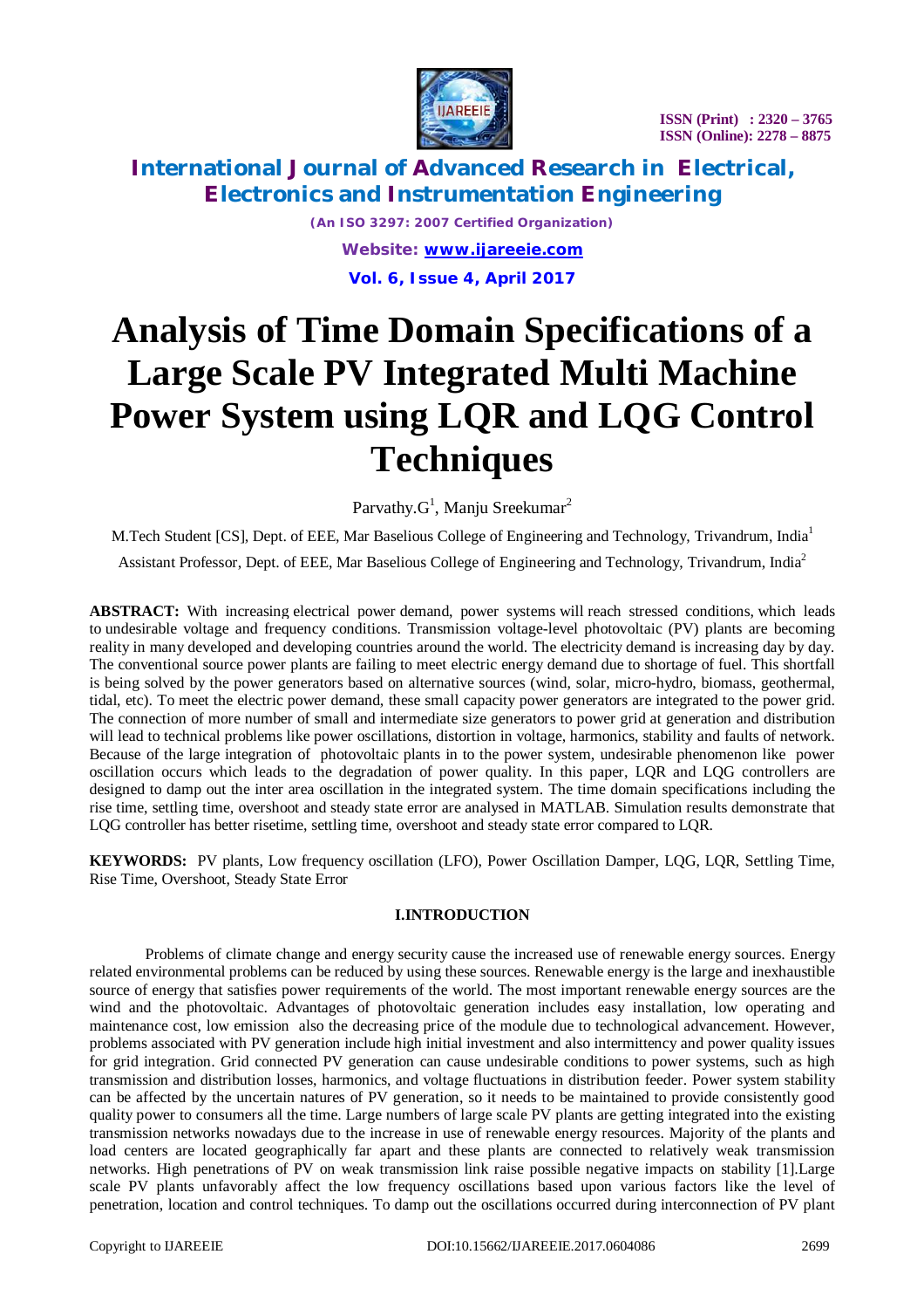# Analysis of Time Domain Specifications of a Large Scale PV Integrated Multi Machine Power System using LQR and LQG Control Techniques

Parvathy.G[1], Manju Sreekumar[2]

M.Tech Student [CS], Dept. of EEE, Mar Baselious College of Engineering and Technology, Trivandrum, India[1]

Assistant Professor, Dept. of EEE, Mar Baselious College of Engineering and Technology, Trivandrum, India[2]

**ABSTRACT:** With increasing electrical power demand, power systems will reach stressed conditions, which leads to undesirable voltage and frequency conditions. Transmission voltage-level photovoltaic (PV) plants are becoming reality in many developed and developing countries around the world. The electricity demand is increasing day by day. The conventional source power plants are failing to meet electric energy demand due to shortage of fuel. This shortfall is being solved by the power generators based on alternative sources (wind, solar, micro-hydro, biomass, geothermal, tidal, etc). To meet the electric power demand, these small capacity power generators are integrated to the power grid. The connection of more number of small and intermediate size generators to power grid at generation and distribution will lead to technical problems like power oscillations, distortion in voltage, harmonics, stability and faults of network. Because of the large integration of photovoltaic plants in to the power system, undesirable phenomenon like power oscillation occurs which leads to the degradation of power quality. In this paper, LQR and LQG controllers are designed to damp out the inter area oscillation in the integrated system. The time domain specifications including the rise time, settling time, overshoot and steady state error are analysed in MATLAB. Simulation results demonstrate that LQG controller has better risetime, settling time, overshoot and steady state error compared to LQR.

**KEYWORDS:** PV plants, Low frequency oscillation (LFO), Power Oscillation Damper, LQG, LQR, Settling Time, Rise Time, Overshoot, Steady State Error

## I.INTRODUCTION

Problems of climate change and energy security cause the increased use of renewable energy sources. Energy related environmental problems can be reduced by using these sources. Renewable energy is the large and inexhaustible source of energy that satisfies power requirements of the world. The most important renewable energy sources are the wind and the photovoltaic. Advantages of photovoltaic generation includes easy installation, low operating and maintenance cost, low emission also the decreasing price of the module due to technological advancement. However, problems associated with PV generation include high initial investment and also intermittency and power quality issues for grid integration. Grid connected PV generation can cause undesirable conditions to power systems, such as high transmission and distribution losses, harmonics, and voltage fluctuations in distribution feeder. Power system stability can be affected by the uncertain natures of PV generation, so it needs to be maintained to provide consistently good quality power to consumers all the time. Large numbers of large scale PV plants are getting integrated into the existing transmission networks nowadays due to the increase in use of renewable energy resources. Majority of the plants and load centers are located geographically far apart and these plants are connected to relatively weak transmission networks. High penetrations of PV on weak transmission link raise possible negative impacts on stability [1].Large scale PV plants unfavorably affect the low frequency oscillations based upon various factors like the level of penetration, location and control techniques. To damp out the oscillations occurred during interconnection of PV plant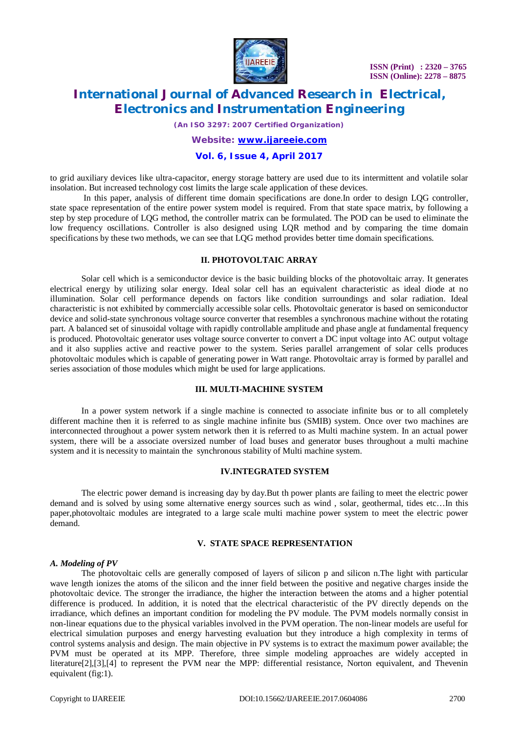to grid auxiliary devices like ultra-capacitor, energy storage battery are used due to its intermittent and volatile solar insolation. But increased technology cost limits the large scale application of these devices.

In this paper, analysis of different time domain specifications are done.In order to design LQG controller, state space representation of the entire power system model is required. From that state space matrix, by following a step by step procedure of LQG method, the controller matrix can be formulated. The POD can be used to eliminate the low frequency oscillations. Controller is also designed using LQR method and by comparing the time domain specifications by these two methods, we can see that LQG method provides better time domain specifications.

## II. PHOTOVOLTAIC ARRAY

Solar cell which is a semiconductor device is the basic building blocks of the photovoltaic array. It generates electrical energy by utilizing solar energy. Ideal solar cell has an equivalent characteristic as ideal diode at no illumination. Solar cell performance depends on factors like condition surroundings and solar radiation. Ideal characteristic is not exhibited by commercially accessible solar cells. Photovoltaic generator is based on semiconductor device and solid-state synchronous voltage source converter that resembles a synchronous machine without the rotating part. A balanced set of sinusoidal voltage with rapidly controllable amplitude and phase angle at fundamental frequency is produced. Photovoltaic generator uses voltage source converter to convert a DC input voltage into AC output voltage and it also supplies active and reactive power to the system. Series parallel arrangement of solar cells produces photovoltaic modules which is capable of generating power in Watt range. Photovoltaic array is formed by parallel and series association of those modules which might be used for large applications.

## III. MULTI-MACHINE SYSTEM

In a power system network if a single machine is connected to associate infinite bus or to all completely different machine then it is referred to as single machine infinite bus (SMIB) system. Once over two machines are interconnected throughout a power system network then it is referred to as Multi machine system. In an actual power system, there will be a associate oversized number of load buses and generator buses throughout a multi machine system and it is necessity to maintain the synchronous stability of Multi machine system.

## IV.INTEGRATED SYSTEM

The electric power demand is increasing day by day.But th power plants are failing to meet the electric power demand and is solved by using some alternative energy sources such as wind , solar, geothermal, tides etc…In this paper,photovoltaic modules are integrated to a large scale multi machine power system to meet the electric power demand.

## V. STATE SPACE REPRESENTATION

### *A. Modeling of PV*

The photovoltaic cells are generally composed of layers of silicon p and silicon n.The light with particular wave length ionizes the atoms of the silicon and the inner field between the positive and negative charges inside the photovoltaic device. The stronger the irradiance, the higher the interaction between the atoms and a higher potential difference is produced. In addition, it is noted that the electrical characteristic of the PV directly depends on the irradiance, which defines an important condition for modeling the PV module. The PVM models normally consist in non-linear equations due to the physical variables involved in the PVM operation. The non-linear models are useful for electrical simulation purposes and energy harvesting evaluation but they introduce a high complexity in terms of control systems analysis and design. The main objective in PV systems is to extract the maximum power available; the PVM must be operated at its MPP. Therefore, three simple modeling approaches are widely accepted in literature[2],[3],[4] to represent the PVM near the MPP: differential resistance, Norton equivalent, and Thevenin equivalent (fig:1).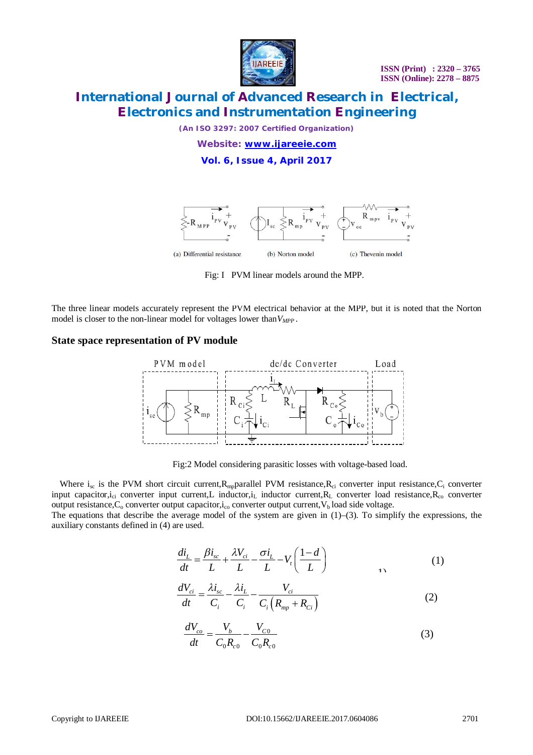(a) Differential resistance (b) Norton model (c) Thevenin model

Fig: I PVM linear models around the MPP.

The three linear models accurately represent the PVM electrical behavior at the MPP, but it is noted that the Norton model is closer to the non-linear model for voltages lower than $V_{MPP}$.

### State space representation of PV module

Fig:2 Model considering parasitic losses with voltage-based load.

Where $i_{sc}$ is the PVM short circuit current, $R_{mp}$ parallel PVM resistance, $R_{ci}$ converter input resistance, $C_i$ converter input capacitor, $i_{ci}$ converter input current, L inductor, $i_L$ inductor current, $R_L$ converter load resistance, $R_{co}$ converter output resistance, $C_o$ converter output capacitor, $i_{co}$ converter output current, $V_b$ load side voltage.
The equations that describe the average model of the system are given in (1)–(3). To simplify the expressions, the auxiliary constants defined in (4) are used.

$$\frac{di_L}{dt} = \frac{\beta i_{sc}}{L} + \frac{\lambda V_{ci}}{L} - \frac{\sigma i_L}{L} - V_t\left(\frac{1-d}{L}\right) \tag{1}$$

$$\frac{dV_{ci}}{dt} = \frac{\lambda i_{sc}}{C_i} - \frac{\lambda i_L}{C_i} - \frac{V_{ci}}{C_i\left(R_{mp} + R_{Ci}\right)} \tag{2}$$

$$\frac{dV_{co}}{dt} = \frac{V_b}{C_0 R_{c0}} - \frac{V_{C0}}{C_0 R_{c0}} \tag{3}$$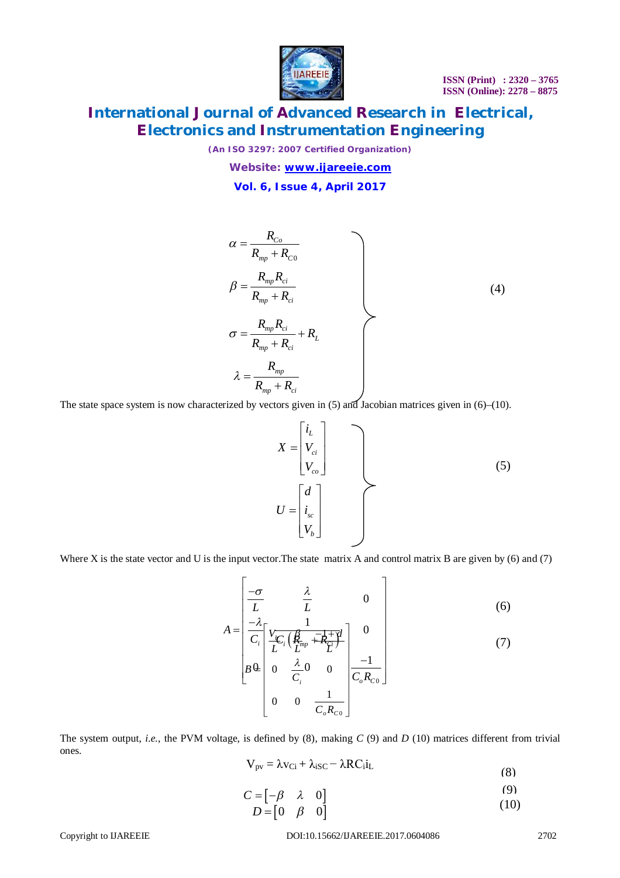$$
\left.
\begin{aligned}
\alpha &= \frac{R_{Co}}{R_{mp} + R_{C0}} \\
\beta &= \frac{R_{mp} R_{ci}}{R_{mp} + R_{ci}} \\
\sigma &= \frac{R_{mp} R_{ci}}{R_{mp} + R_{ci}} + R_L \\
\lambda &= \frac{R_{mp}}{R_{mp} + R_{ci}}
\end{aligned}
\right\} \tag{4}
$$

The state space system is now characterized by vectors given in (5) and Jacobian matrices given in (6)–(10).

$$
\left.
\begin{aligned}
X &= \begin{bmatrix} i_L \\ V_{ci} \\ V_{co} \end{bmatrix} \\
U &= \begin{bmatrix} d \\ i_{sc} \\ V_b \end{bmatrix}
\end{aligned}
\right\} \tag{5}
$$

Where X is the state vector and U is the input vector.The state matrix A and control matrix B are given by (6) and (7)

$$
A = \begin{bmatrix} \frac{-\sigma}{L} & \frac{\lambda}{L} & 0 \\ \frac{-\lambda}{C_i} & \frac{1}{C_i\left(R_{mp} + R_{ci}\right)} & 0 \\ 0 & 0 & \frac{-1}{C_o R_{C0}} \end{bmatrix} \tag{6}
$$

$$
B = \begin{bmatrix} \frac{V_b}{L} & \frac{\beta}{L} & \frac{-1+d}{L} \\ 0 & \frac{\lambda}{C_i} & 0 \\ 0 & 0 & \frac{1}{C_o R_{C0}} \end{bmatrix} \tag{7}
$$

The system output, *i.e.*, the PVM voltage, is defined by (8), making *C* (9) and *D* (10) matrices different from trivial ones.

$$
V_{pv} = \lambda v_{Ci} + \lambda i_{SC} - \lambda R C_i i_L \tag{8}
$$

$$
C = \begin{bmatrix} -\beta & \lambda & 0 \end{bmatrix} \tag{9}
$$

$$
D = \begin{bmatrix} 0 & \beta & 0 \end{bmatrix} \tag{10}
$$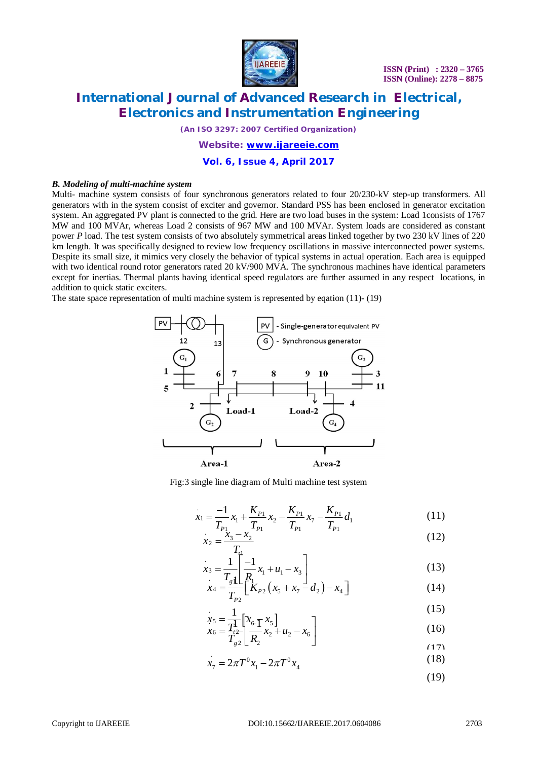### *B. Modeling of multi-machine system*

Multi- machine system consists of four synchronous generators related to four 20/230-kV step-up transformers. All generators with in the system consist of exciter and governor. Standard PSS has been enclosed in generator excitation system. An aggregated PV plant is connected to the grid. Here are two load buses in the system: Load 1consists of 1767 MW and 100 MVAr, whereas Load 2 consists of 967 MW and 100 MVAr. System loads are considered as constant power *P* load. The test system consists of two absolutely symmetrical areas linked together by two 230 kV lines of 220 km length. It was specifically designed to review low frequency oscillations in massive interconnected power systems. Despite its small size, it mimics very closely the behavior of typical systems in actual operation. Each area is equipped with two identical round rotor generators rated 20 kV/900 MVA. The synchronous machines have identical parameters except for inertias. Thermal plants having identical speed regulators are further assumed in any respect locations, in addition to quick static exciters.

The state space representation of multi machine system is represented by eqation (11)- (19)

Fig:3 single line diagram of Multi machine test system

$$\dot{x}_1 = \frac{-1}{T_{P1}} x_1 + \frac{K_{P1}}{T_{P1}} x_2 - \frac{K_{P1}}{T_{P1}} x_7 - \frac{K_{P1}}{T_{P1}} d_1 \tag{11}$$

$$\dot{x}_2 = \frac{x_3 - x_2}{T_{t1}} \tag{12}$$

$$\dot{x}_3 = \frac{1}{T_{g1}} \left[ \frac{-1}{R_1} x_1 + u_1 - x_3 \right] \tag{13}$$

$$\dot{x}_4 = \frac{1}{T_{P2}} \left[ K_{P2} \left( x_5 + x_7 - d_2 \right) - x_4 \right] \tag{14}$$

$$\dot{x}_5 = \frac{1}{T_{t2}} \left[ x_6 - x_5 \right] \tag{15}$$

$$\dot{x}_6 = \frac{1}{T_{g2}} \left[ \frac{-1}{R_2} x_2 + u_2 - x_6 \right] \tag{16}$$

(17)

$$\dot{x}_7 = 2\pi T^0 x_1 - 2\pi T^0 x_4 \tag{18}$$

(19)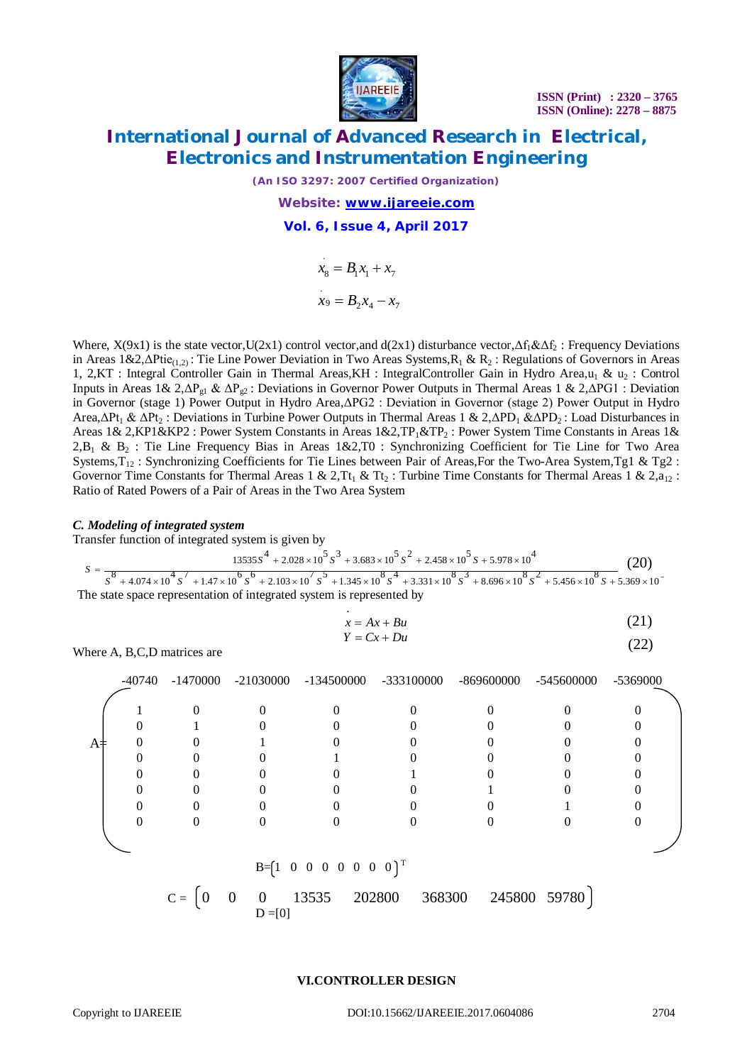$$\dot{x}_8 = B_1 x_1 + x_7$$

$$\dot{x}_9 = B_2 x_4 - x_7$$

Where, X(9x1) is the state vector,U(2x1) control vector,and d(2x1) disturbance vector,$\Delta f_1$&$\Delta f_2$ : Frequency Deviations in Areas 1&2,$\Delta Ptie_{(1,2)}$ : Tie Line Power Deviation in Two Areas Systems,$R_1$ & $R_2$ : Regulations of Governors in Areas 1, 2,KT : Integral Controller Gain in Thermal Areas,KH : IntegralController Gain in Hydro Area,$u_1$ & $u_2$ : Control Inputs in Areas 1& 2,$\Delta P_{g1}$ & $\Delta P_{g2}$ : Deviations in Governor Power Outputs in Thermal Areas 1 & 2,ΔPG1 : Deviation in Governor (stage 1) Power Output in Hydro Area,ΔPG2 : Deviation in Governor (stage 2) Power Output in Hydro Area,$\Delta Pt_1$ & $\Delta Pt_2$ : Deviations in Turbine Power Outputs in Thermal Areas 1 & 2,$\Delta PD_1$ &$\Delta PD_2$ : Load Disturbances in Areas 1& 2,KP1&KP2 : Power System Constants in Areas 1&2,$TP_1$&$TP_2$ : Power System Time Constants in Areas 1& 2,$B_1$ & $B_2$ : Tie Line Frequency Bias in Areas 1&2,T0 : Synchronizing Coefficient for Tie Line for Two Area Systems,$T_{12}$ : Synchronizing Coefficients for Tie Lines between Pair of Areas,For the Two-Area System,Tg1 & Tg2 : Governor Time Constants for Thermal Areas 1 & 2,$Tt_1$ & $Tt_2$ : Turbine Time Constants for Thermal Areas 1 & 2,$a_{12}$ : Ratio of Rated Powers of a Pair of Areas in the Two Area System

### *C. Modeling of integrated system*

Transfer function of integrated system is given by

$$S = \frac{13535S^4 + 2.028\times10^5 S^3 + 3.683\times10^5 S^2 + 2.458\times10^5 S + 5.978\times10^4}{S^8 + 4.074\times10^4 S^7 + 1.47\times10^6 S^6 + 2.103\times10^7 S^5 + 1.345\times10^8 S^4 + 3.331\times10^8 S^3 + 8.696\times10^8 S^2 + 5.456\times10^8 S + 5.369\times10^6} \quad (20)$$

The state space representation of integrated system is represented by

$$\dot{x} = Ax + Bu \quad (21)$$

$$Y = Cx + Du \quad (22)$$

Where A, B,C,D matrices are

$$A = \begin{pmatrix} -40740 & -1470000 & -21030000 & -134500000 & -333100000 & -869600000 & -545600000 & -5369000 \\ 1 & 0 & 0 & 0 & 0 & 0 & 0 & 0 \\ 0 & 1 & 0 & 0 & 0 & 0 & 0 & 0 \\ 0 & 0 & 1 & 0 & 0 & 0 & 0 & 0 \\ 0 & 0 & 0 & 1 & 0 & 0 & 0 & 0 \\ 0 & 0 & 0 & 0 & 1 & 0 & 0 & 0 \\ 0 & 0 & 0 & 0 & 0 & 1 & 0 & 0 \\ 0 & 0 & 0 & 0 & 0 & 0 & 1 & 0 \\ 0 & 0 & 0 & 0 & 0 & 0 & 0 & 0 \end{pmatrix}$$

$$B = \begin{bmatrix} 1 & 0 & 0 & 0 & 0 & 0 & 0 & 0 \end{bmatrix}^T$$

$$C = \begin{bmatrix} 0 & 0 & 0 & 13535 & 202800 & 368300 & 245800 & 59780 \end{bmatrix}$$

$$D = [0]$$

## VI.CONTROLLER DESIGN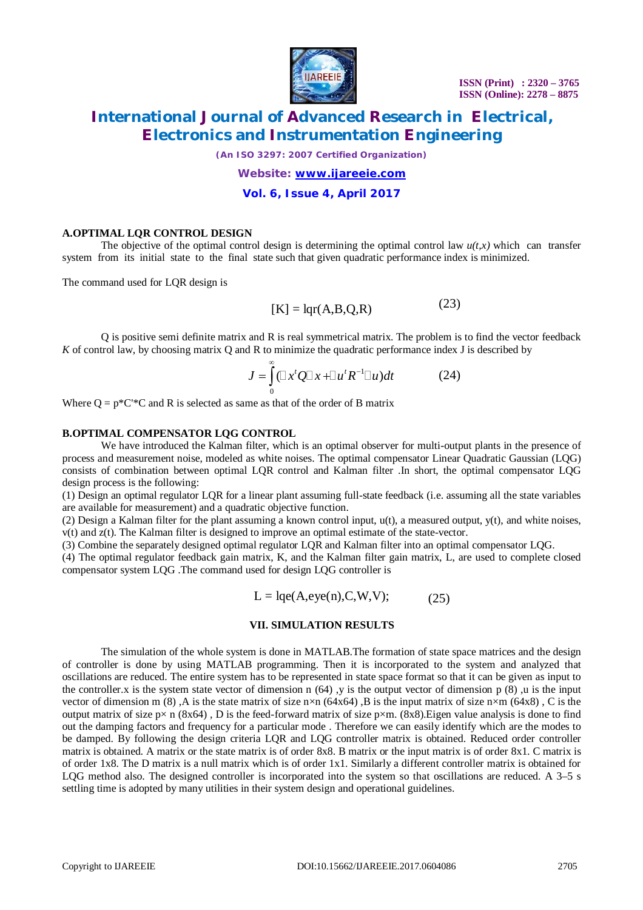### A.OPTIMAL LQR CONTROL DESIGN

The objective of the optimal control design is determining the optimal control law *u(t,x)* which can transfer system from its initial state to the final state such that given quadratic performance index is minimized.

The command used for LQR design is

$$[K] = \text{lqr}(A,B,Q,R) \tag{23}$$

Q is positive semi definite matrix and R is real symmetrical matrix. The problem is to find the vector feedback *K* of control law, by choosing matrix Q and R to minimize the quadratic performance index J is described by

$$J = \int_{0}^{\infty} (x^t Q x + u^t R^{-1} u)dt \tag{24}$$

Where Q = p*C'*C and R is selected as same as that of the order of B matrix

### B.OPTIMAL COMPENSATOR LQG CONTROL

We have introduced the Kalman filter, which is an optimal observer for multi-output plants in the presence of process and measurement noise, modeled as white noises. The optimal compensator Linear Quadratic Gaussian (LQG) consists of combination between optimal LQR control and Kalman filter .In short, the optimal compensator LQG design process is the following:

(1) Design an optimal regulator LQR for a linear plant assuming full-state feedback (i.e. assuming all the state variables are available for measurement) and a quadratic objective function.

(2) Design a Kalman filter for the plant assuming a known control input, u(t), a measured output, y(t), and white noises, v(t) and z(t). The Kalman filter is designed to improve an optimal estimate of the state-vector.

(3) Combine the separately designed optimal regulator LQR and Kalman filter into an optimal compensator LQG.

(4) The optimal regulator feedback gain matrix, K, and the Kalman filter gain matrix, L, are used to complete closed compensator system LQG .The command used for design LQG controller is

$$L = \text{lqe}(A,\text{eye}(n),C,W,V); \tag{25}$$

## VII. SIMULATION RESULTS

The simulation of the whole system is done in MATLAB.The formation of state space matrices and the design of controller is done by using MATLAB programming. Then it is incorporated to the system and analyzed that oscillations are reduced. The entire system has to be represented in state space format so that it can be given as input to the controller.x is the system state vector of dimension n (64) ,y is the output vector of dimension p (8) ,u is the input vector of dimension m (8) ,A is the state matrix of size n×n (64x64) ,B is the input matrix of size n×m (64x8) , C is the output matrix of size p× n (8x64) , D is the feed-forward matrix of size p×m. (8x8).Eigen value analysis is done to find out the damping factors and frequency for a particular mode . Therefore we can easily identify which are the modes to be damped. By following the design criteria LQR and LQG controller matrix is obtained. Reduced order controller matrix is obtained. A matrix or the state matrix is of order 8x8. B matrix or the input matrix is of order 8x1. C matrix is of order 1x8. The D matrix is a null matrix which is of order 1x1. Similarly a different controller matrix is obtained for LQG method also. The designed controller is incorporated into the system so that oscillations are reduced. A 3–5 s settling time is adopted by many utilities in their system design and operational guidelines.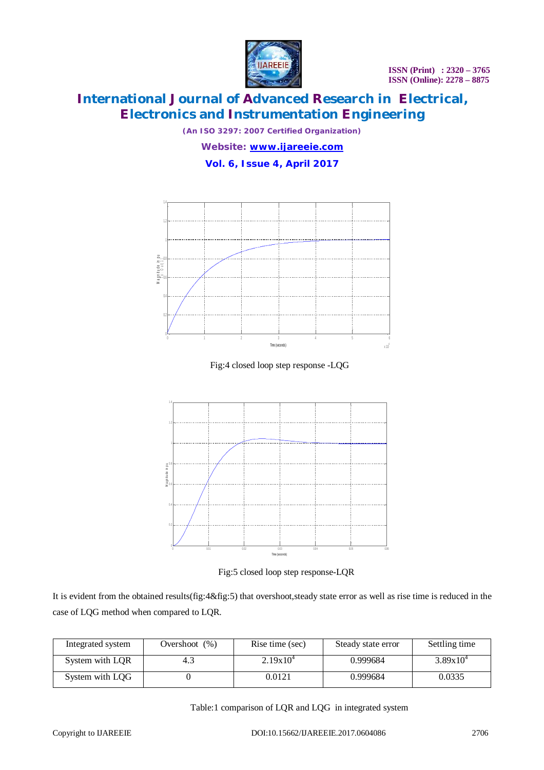Fig:4 closed loop step response -LQG

Fig:5 closed loop step response-LQR

It is evident from the obtained results(fig:4&fig:5) that overshoot,steady state error as well as rise time is reduced in the case of LQG method when compared to LQR.

| Integrated system | Overshoot (%) | Rise time (sec) | Steady state error | Settling time |
|---|---|---|---|---|
| System with LQR | 4.3 | $2.19x10^4$ | 0.999684 | $3.89x10^4$ |
| System with LQG | 0 | 0.0121 | 0.999684 | 0.0335 |

Table:1 comparison of LQR and LQG in integrated system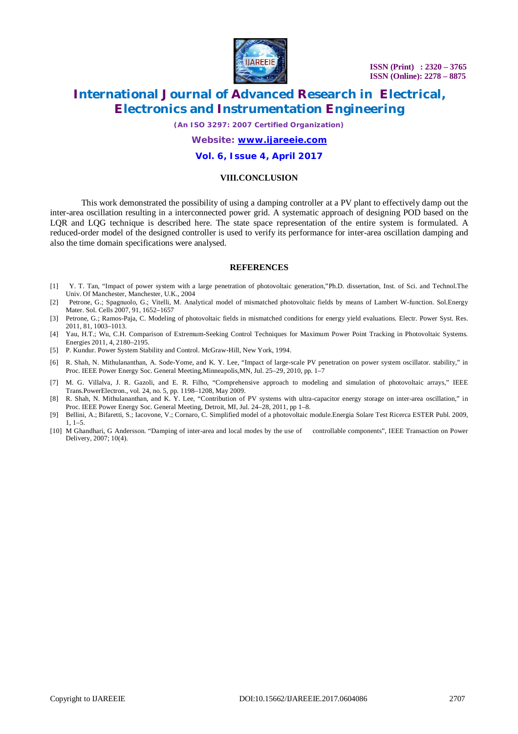## VIII.CONCLUSION

This work demonstrated the possibility of using a damping controller at a PV plant to effectively damp out the inter-area oscillation resulting in a interconnected power grid. A systematic approach of designing POD based on the LQR and LQG technique is described here. The state space representation of the entire system is formulated. A reduced-order model of the designed controller is used to verify its performance for inter-area oscillation damping and also the time domain specifications were analysed.

## REFERENCES

[1] Y. T. Tan, "Impact of power system with a large penetration of photovoltaic generation,"Ph.D. dissertation, Inst. of Sci. and Technol.The Univ. Of Manchester, Manchester, U.K., 2004

[2] Petrone, G.; Spagnuolo, G.; Vitelli, M. Analytical model of mismatched photovoltaic fields by means of Lambert W-function. Sol.Energy Mater. Sol. Cells 2007, 91, 1652–1657

[3] Petrone, G.; Ramos-Paja, C. Modeling of photovoltaic fields in mismatched conditions for energy yield evaluations. Electr. Power Syst. Res. 2011, 81, 1003–1013.

[4] Yau, H.T.; Wu, C.H. Comparison of Extremum-Seeking Control Techniques for Maximum Power Point Tracking in Photovoltaic Systems. Energies 2011, 4, 2180–2195.

[5] P. Kundur. Power System Stability and Control. McGraw-Hill, New York, 1994.

[6] R. Shah, N. Mithulananthan, A. Sode-Yome, and K. Y. Lee, "Impact of large-scale PV penetration on power system oscillator. stability," in Proc. IEEE Power Energy Soc. General Meeting,Minneapolis,MN, Jul. 25–29, 2010, pp. 1–7

[7] M. G. Villalva, J. R. Gazoli, and E. R. Filho, "Comprehensive approach to modeling and simulation of photovoltaic arrays," IEEE Trans.PowerElectron., vol. 24, no. 5, pp. 1198–1208, May 2009.

[8] R. Shah, N. Mithulananthan, and K. Y. Lee, "Contribution of PV systems with ultra-capacitor energy storage on inter-area oscillation," in Proc. IEEE Power Energy Soc. General Meeting, Detroit, MI, Jul. 24–28, 2011, pp 1–8.

[9] Bellini, A.; Bifaretti, S.; Iacovone, V.; Cornaro, C. Simplified model of a photovoltaic module.Energia Solare Test Ricerca ESTER Publ. 2009, 1, 1–5.

[10] M Ghandhari, G Andersson. "Damping of inter-area and local modes by the use of controllable components", IEEE Transaction on Power Delivery, 2007; 10(4).